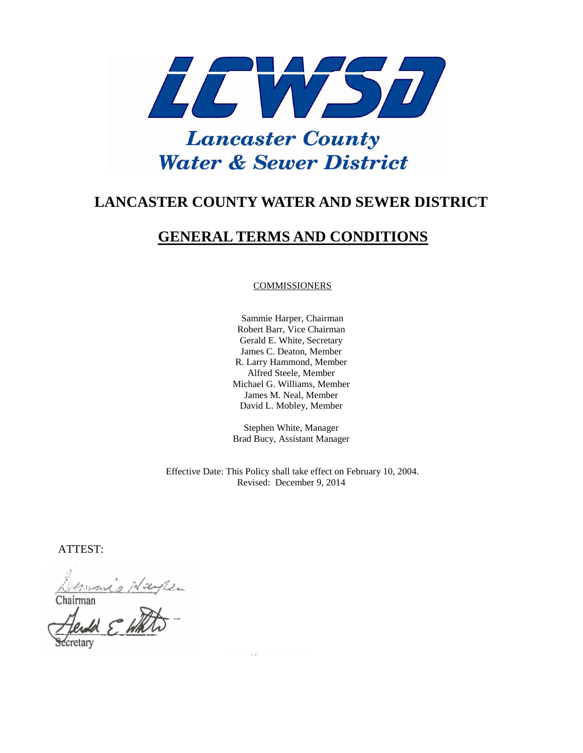LCWSD

Lancaster County
Water & Sewer District

# LANCASTER COUNTY WATER AND SEWER DISTRICT

## GENERAL TERMS AND CONDITIONS

COMMISSIONERS

Sammie Harper, Chairman
Robert Barr, Vice Chairman
Gerald E. White, Secretary
James C. Deaton, Member
R. Larry Hammond, Member
Alfred Steele, Member
Michael G. Williams, Member
James M. Neal, Member
David L. Mobley, Member

Stephen White, Manager
Brad Bucy, Assistant Manager

Effective Date: This Policy shall take effect on February 10, 2004.
Revised: December 9, 2014

ATTEST:

Chairman

Secretary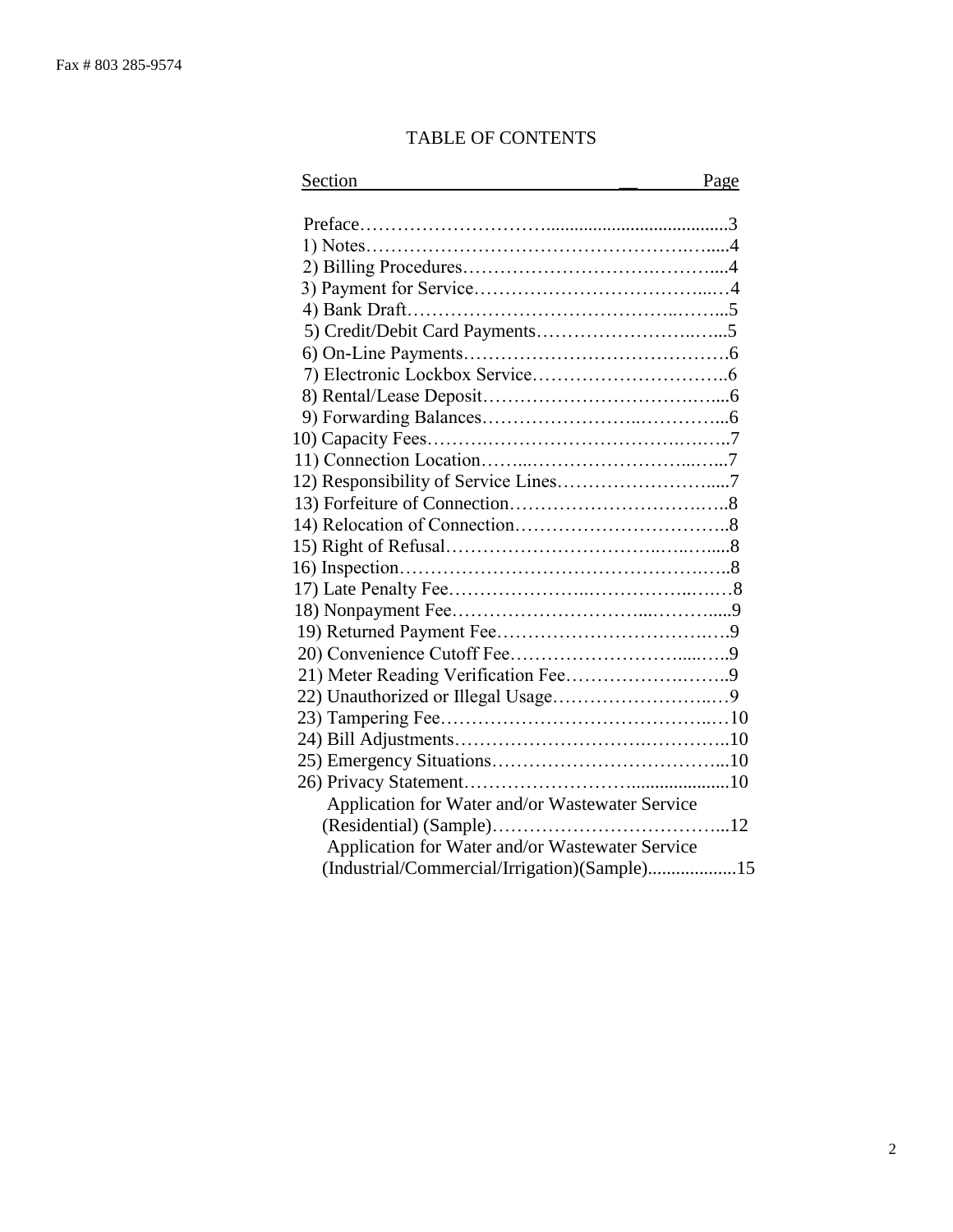Fax # 803 285-9574

# TABLE OF CONTENTS

| Section | Page |
|---|---|
| Preface | 3 |
| 1) Notes | 4 |
| 2) Billing Procedures | 4 |
| 3) Payment for Service | 4 |
| 4) Bank Draft | 5 |
| 5) Credit/Debit Card Payments | 5 |
| 6) On-Line Payments | 6 |
| 7) Electronic Lockbox Service | 6 |
| 8) Rental/Lease Deposit | 6 |
| 9) Forwarding Balances | 6 |
| 10) Capacity Fees | 7 |
| 11) Connection Location | 7 |
| 12) Responsibility of Service Lines | 7 |
| 13) Forfeiture of Connection | 8 |
| 14) Relocation of Connection | 8 |
| 15) Right of Refusal | 8 |
| 16) Inspection | 8 |
| 17) Late Penalty Fee | 8 |
| 18) Nonpayment Fee | 9 |
| 19) Returned Payment Fee | 9 |
| 20) Convenience Cutoff Fee | 9 |
| 21) Meter Reading Verification Fee | 9 |
| 22) Unauthorized or Illegal Usage | 9 |
| 23) Tampering Fee | 10 |
| 24) Bill Adjustments | 10 |
| 25) Emergency Situations | 10 |
| 26) Privacy Statement | 10 |
| Application for Water and/or Wastewater Service (Residential) (Sample) | 12 |
| Application for Water and/or Wastewater Service (Industrial/Commercial/Irrigation)(Sample) | 15 |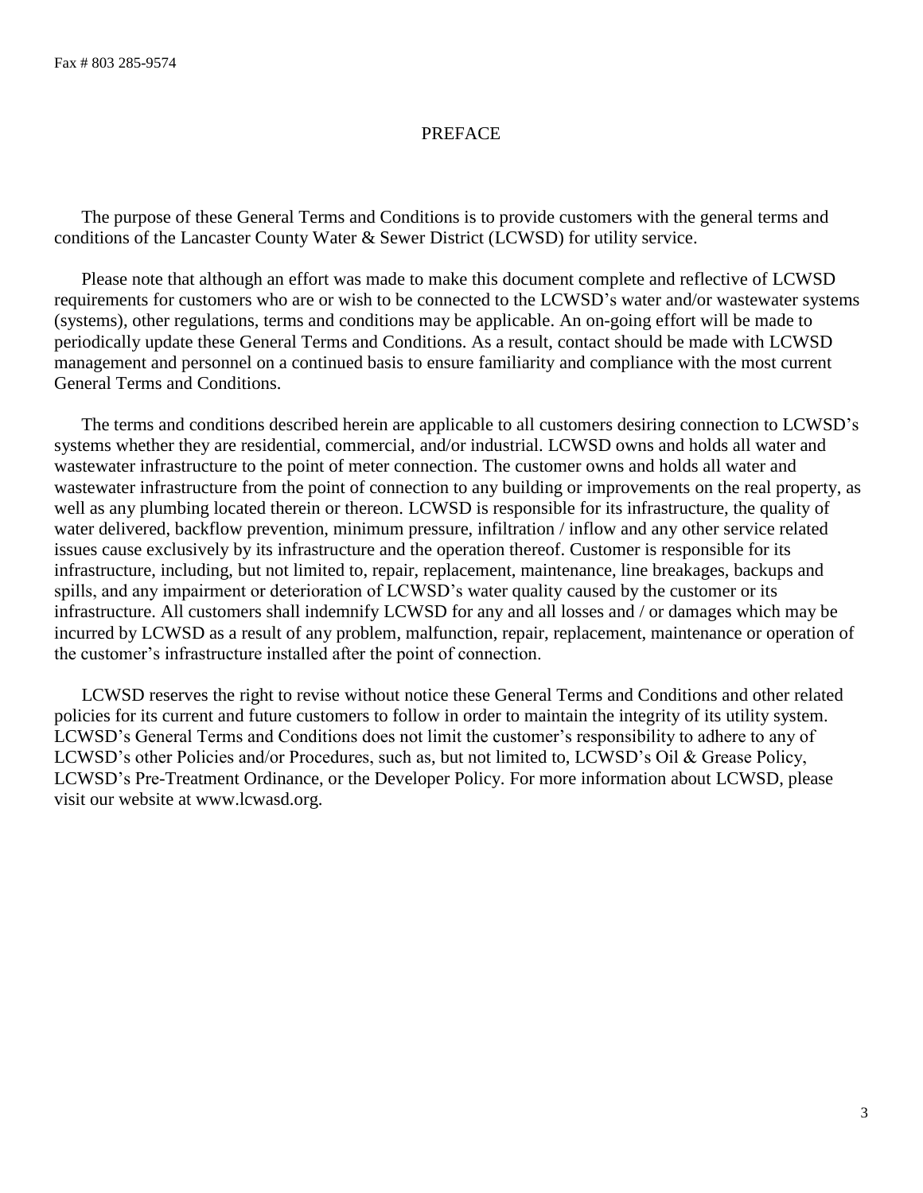Fax # 803 285-9574

# PREFACE

The purpose of these General Terms and Conditions is to provide customers with the general terms and conditions of the Lancaster County Water & Sewer District (LCWSD) for utility service.

Please note that although an effort was made to make this document complete and reflective of LCWSD requirements for customers who are or wish to be connected to the LCWSD's water and/or wastewater systems (systems), other regulations, terms and conditions may be applicable. An on-going effort will be made to periodically update these General Terms and Conditions. As a result, contact should be made with LCWSD management and personnel on a continued basis to ensure familiarity and compliance with the most current General Terms and Conditions.

The terms and conditions described herein are applicable to all customers desiring connection to LCWSD's systems whether they are residential, commercial, and/or industrial. LCWSD owns and holds all water and wastewater infrastructure to the point of meter connection. The customer owns and holds all water and wastewater infrastructure from the point of connection to any building or improvements on the real property, as well as any plumbing located therein or thereon. LCWSD is responsible for its infrastructure, the quality of water delivered, backflow prevention, minimum pressure, infiltration / inflow and any other service related issues cause exclusively by its infrastructure and the operation thereof. Customer is responsible for its infrastructure, including, but not limited to, repair, replacement, maintenance, line breakages, backups and spills, and any impairment or deterioration of LCWSD's water quality caused by the customer or its infrastructure. All customers shall indemnify LCWSD for any and all losses and / or damages which may be incurred by LCWSD as a result of any problem, malfunction, repair, replacement, maintenance or operation of the customer's infrastructure installed after the point of connection.

LCWSD reserves the right to revise without notice these General Terms and Conditions and other related policies for its current and future customers to follow in order to maintain the integrity of its utility system. LCWSD's General Terms and Conditions does not limit the customer's responsibility to adhere to any of LCWSD's other Policies and/or Procedures, such as, but not limited to, LCWSD's Oil & Grease Policy, LCWSD's Pre-Treatment Ordinance, or the Developer Policy. For more information about LCWSD, please visit our website at www.lcwasd.org.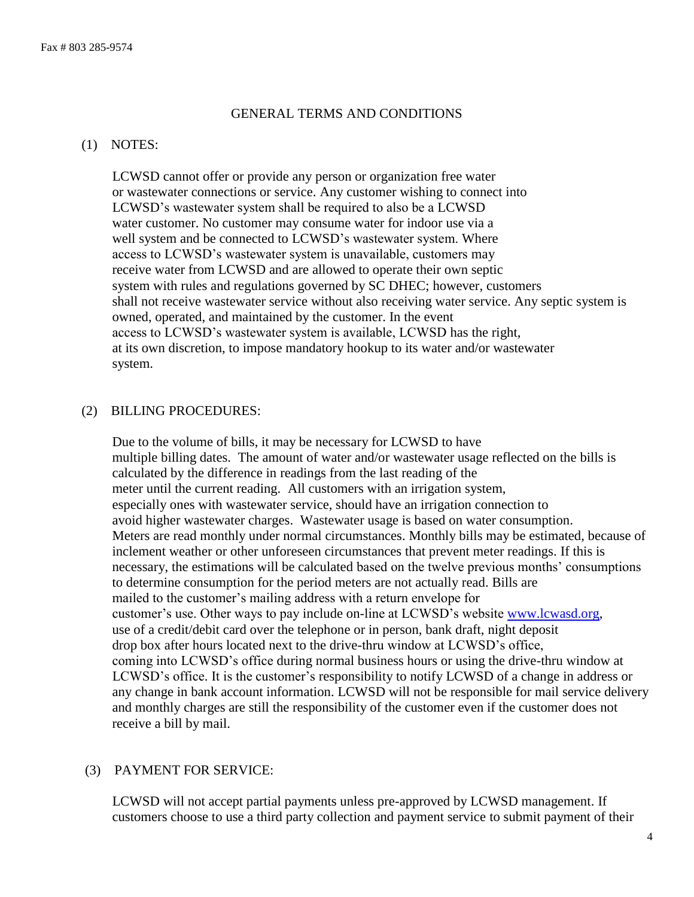Fax # 803 285-9574

## GENERAL TERMS AND CONDITIONS

### (1) NOTES:

LCWSD cannot offer or provide any person or organization free water or wastewater connections or service. Any customer wishing to connect into LCWSD's wastewater system shall be required to also be a LCWSD water customer. No customer may consume water for indoor use via a well system and be connected to LCWSD's wastewater system. Where access to LCWSD's wastewater system is unavailable, customers may receive water from LCWSD and are allowed to operate their own septic system with rules and regulations governed by SC DHEC; however, customers shall not receive wastewater service without also receiving water service. Any septic system is owned, operated, and maintained by the customer. In the event access to LCWSD's wastewater system is available, LCWSD has the right, at its own discretion, to impose mandatory hookup to its water and/or wastewater system.

### (2) BILLING PROCEDURES:

Due to the volume of bills, it may be necessary for LCWSD to have multiple billing dates. The amount of water and/or wastewater usage reflected on the bills is calculated by the difference in readings from the last reading of the meter until the current reading. All customers with an irrigation system, especially ones with wastewater service, should have an irrigation connection to avoid higher wastewater charges. Wastewater usage is based on water consumption. Meters are read monthly under normal circumstances. Monthly bills may be estimated, because of inclement weather or other unforeseen circumstances that prevent meter readings. If this is necessary, the estimations will be calculated based on the twelve previous months' consumptions to determine consumption for the period meters are not actually read. Bills are mailed to the customer's mailing address with a return envelope for customer's use. Other ways to pay include on-line at LCWSD's website [www.lcwasd.org](http://www.lcwasd.org), use of a credit/debit card over the telephone or in person, bank draft, night deposit drop box after hours located next to the drive-thru window at LCWSD's office, coming into LCWSD's office during normal business hours or using the drive-thru window at LCWSD's office. It is the customer's responsibility to notify LCWSD of a change in address or any change in bank account information. LCWSD will not be responsible for mail service delivery and monthly charges are still the responsibility of the customer even if the customer does not receive a bill by mail.

### (3) PAYMENT FOR SERVICE:

LCWSD will not accept partial payments unless pre-approved by LCWSD management. If customers choose to use a third party collection and payment service to submit payment of their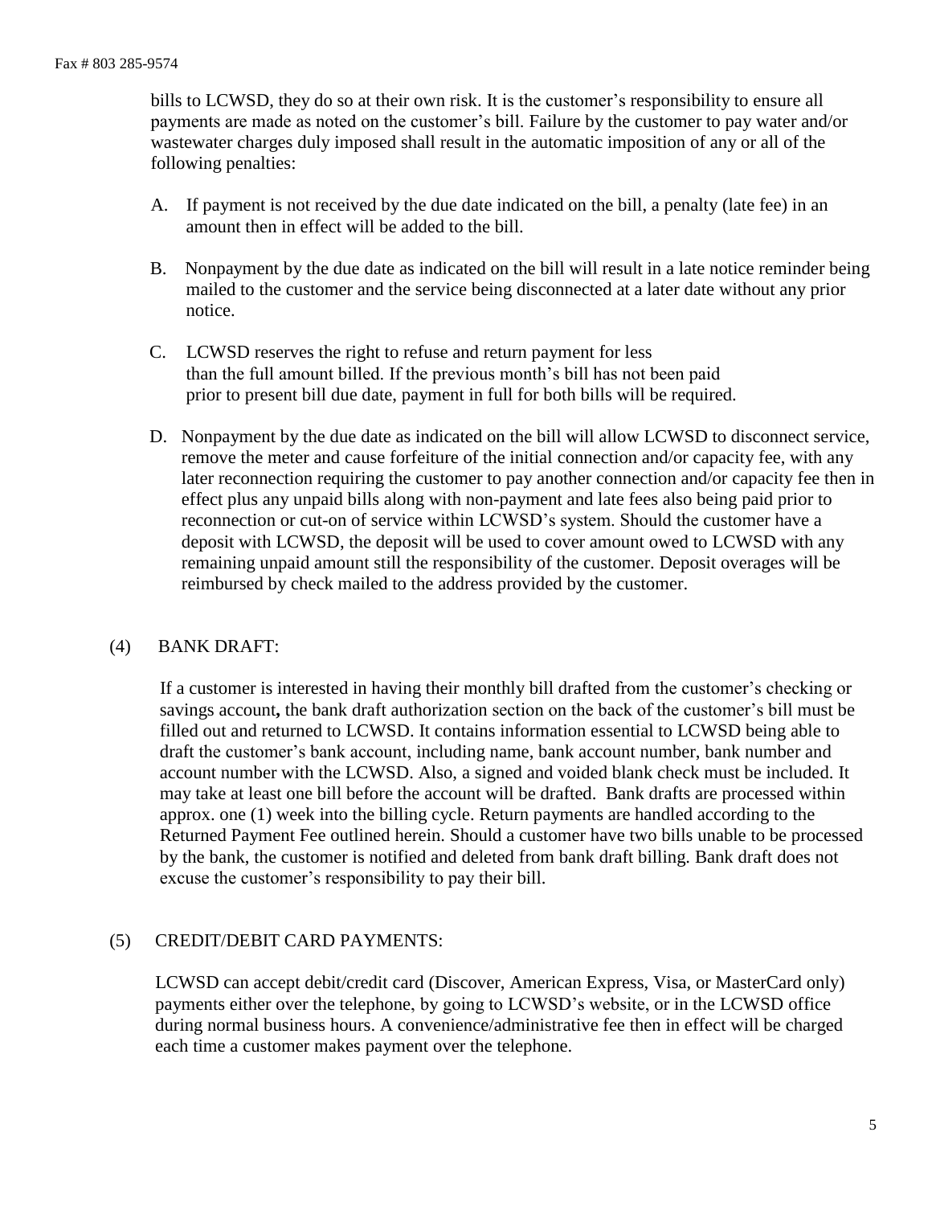bills to LCWSD, they do so at their own risk. It is the customer's responsibility to ensure all payments are made as noted on the customer's bill. Failure by the customer to pay water and/or wastewater charges duly imposed shall result in the automatic imposition of any or all of the following penalties:

A. If payment is not received by the due date indicated on the bill, a penalty (late fee) in an amount then in effect will be added to the bill.

B. Nonpayment by the due date as indicated on the bill will result in a late notice reminder being mailed to the customer and the service being disconnected at a later date without any prior notice.

C. LCWSD reserves the right to refuse and return payment for less than the full amount billed. If the previous month's bill has not been paid prior to present bill due date, payment in full for both bills will be required.

D. Nonpayment by the due date as indicated on the bill will allow LCWSD to disconnect service, remove the meter and cause forfeiture of the initial connection and/or capacity fee, with any later reconnection requiring the customer to pay another connection and/or capacity fee then in effect plus any unpaid bills along with non-payment and late fees also being paid prior to reconnection or cut-on of service within LCWSD's system. Should the customer have a deposit with LCWSD, the deposit will be used to cover amount owed to LCWSD with any remaining unpaid amount still the responsibility of the customer. Deposit overages will be reimbursed by check mailed to the address provided by the customer.

(4) BANK DRAFT:

If a customer is interested in having their monthly bill drafted from the customer's checking or savings account**,** the bank draft authorization section on the back of the customer's bill must be filled out and returned to LCWSD. It contains information essential to LCWSD being able to draft the customer's bank account, including name, bank account number, bank number and account number with the LCWSD. Also, a signed and voided blank check must be included. It may take at least one bill before the account will be drafted. Bank drafts are processed within approx. one (1) week into the billing cycle. Return payments are handled according to the Returned Payment Fee outlined herein. Should a customer have two bills unable to be processed by the bank, the customer is notified and deleted from bank draft billing. Bank draft does not excuse the customer's responsibility to pay their bill.

(5) CREDIT/DEBIT CARD PAYMENTS:

LCWSD can accept debit/credit card (Discover, American Express, Visa, or MasterCard only) payments either over the telephone, by going to LCWSD's website, or in the LCWSD office during normal business hours. A convenience/administrative fee then in effect will be charged each time a customer makes payment over the telephone.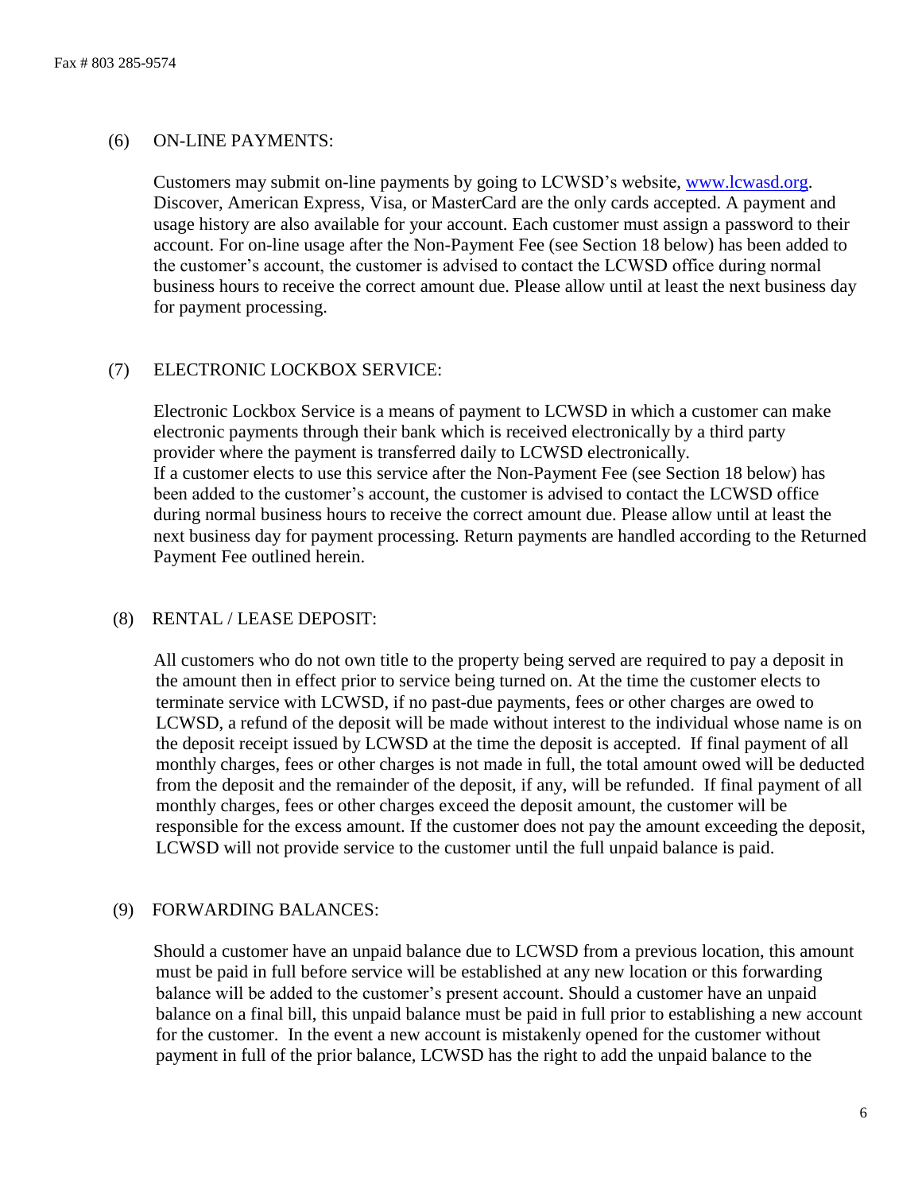Fax # 803 285-9574

(6) ON-LINE PAYMENTS:

Customers may submit on-line payments by going to LCWSD's website, [www.lcwasd.org](http://www.lcwasd.org). Discover, American Express, Visa, or MasterCard are the only cards accepted. A payment and usage history are also available for your account. Each customer must assign a password to their account. For on-line usage after the Non-Payment Fee (see Section 18 below) has been added to the customer's account, the customer is advised to contact the LCWSD office during normal business hours to receive the correct amount due. Please allow until at least the next business day for payment processing.

(7) ELECTRONIC LOCKBOX SERVICE:

Electronic Lockbox Service is a means of payment to LCWSD in which a customer can make electronic payments through their bank which is received electronically by a third party provider where the payment is transferred daily to LCWSD electronically. If a customer elects to use this service after the Non-Payment Fee (see Section 18 below) has been added to the customer's account, the customer is advised to contact the LCWSD office during normal business hours to receive the correct amount due. Please allow until at least the next business day for payment processing. Return payments are handled according to the Returned Payment Fee outlined herein.

(8) RENTAL / LEASE DEPOSIT:

All customers who do not own title to the property being served are required to pay a deposit in the amount then in effect prior to service being turned on. At the time the customer elects to terminate service with LCWSD, if no past-due payments, fees or other charges are owed to LCWSD, a refund of the deposit will be made without interest to the individual whose name is on the deposit receipt issued by LCWSD at the time the deposit is accepted. If final payment of all monthly charges, fees or other charges is not made in full, the total amount owed will be deducted from the deposit and the remainder of the deposit, if any, will be refunded. If final payment of all monthly charges, fees or other charges exceed the deposit amount, the customer will be responsible for the excess amount. If the customer does not pay the amount exceeding the deposit, LCWSD will not provide service to the customer until the full unpaid balance is paid.

(9) FORWARDING BALANCES:

Should a customer have an unpaid balance due to LCWSD from a previous location, this amount must be paid in full before service will be established at any new location or this forwarding balance will be added to the customer's present account. Should a customer have an unpaid balance on a final bill, this unpaid balance must be paid in full prior to establishing a new account for the customer. In the event a new account is mistakenly opened for the customer without payment in full of the prior balance, LCWSD has the right to add the unpaid balance to the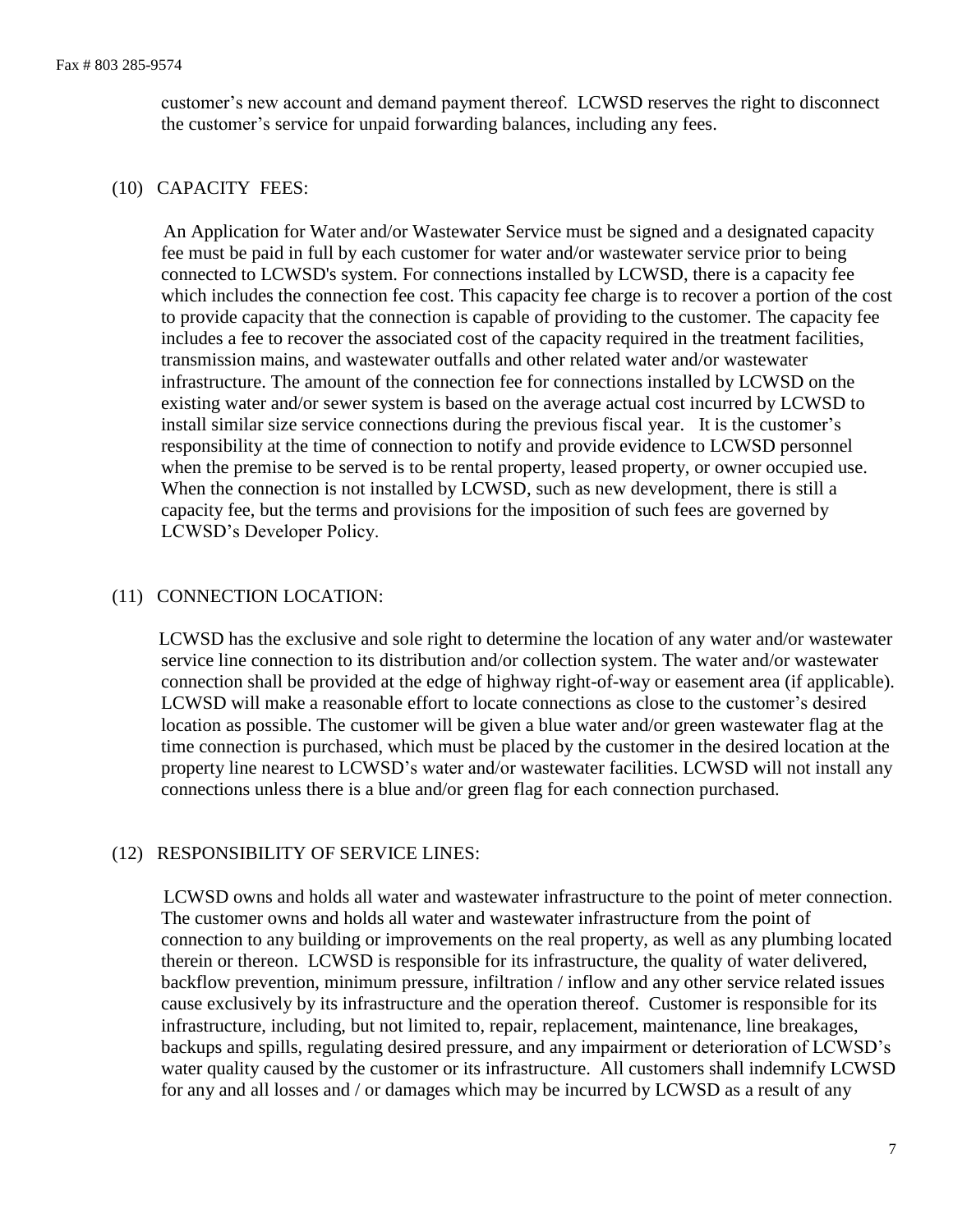customer's new account and demand payment thereof. LCWSD reserves the right to disconnect the customer's service for unpaid forwarding balances, including any fees.

## (10) CAPACITY FEES:

An Application for Water and/or Wastewater Service must be signed and a designated capacity fee must be paid in full by each customer for water and/or wastewater service prior to being connected to LCWSD's system. For connections installed by LCWSD, there is a capacity fee which includes the connection fee cost. This capacity fee charge is to recover a portion of the cost to provide capacity that the connection is capable of providing to the customer. The capacity fee includes a fee to recover the associated cost of the capacity required in the treatment facilities, transmission mains, and wastewater outfalls and other related water and/or wastewater infrastructure. The amount of the connection fee for connections installed by LCWSD on the existing water and/or sewer system is based on the average actual cost incurred by LCWSD to install similar size service connections during the previous fiscal year. It is the customer's responsibility at the time of connection to notify and provide evidence to LCWSD personnel when the premise to be served is to be rental property, leased property, or owner occupied use. When the connection is not installed by LCWSD, such as new development, there is still a capacity fee, but the terms and provisions for the imposition of such fees are governed by LCWSD's Developer Policy.

## (11) CONNECTION LOCATION:

LCWSD has the exclusive and sole right to determine the location of any water and/or wastewater service line connection to its distribution and/or collection system. The water and/or wastewater connection shall be provided at the edge of highway right-of-way or easement area (if applicable). LCWSD will make a reasonable effort to locate connections as close to the customer's desired location as possible. The customer will be given a blue water and/or green wastewater flag at the time connection is purchased, which must be placed by the customer in the desired location at the property line nearest to LCWSD's water and/or wastewater facilities. LCWSD will not install any connections unless there is a blue and/or green flag for each connection purchased.

## (12) RESPONSIBILITY OF SERVICE LINES:

LCWSD owns and holds all water and wastewater infrastructure to the point of meter connection. The customer owns and holds all water and wastewater infrastructure from the point of connection to any building or improvements on the real property, as well as any plumbing located therein or thereon. LCWSD is responsible for its infrastructure, the quality of water delivered, backflow prevention, minimum pressure, infiltration / inflow and any other service related issues cause exclusively by its infrastructure and the operation thereof. Customer is responsible for its infrastructure, including, but not limited to, repair, replacement, maintenance, line breakages, backups and spills, regulating desired pressure, and any impairment or deterioration of LCWSD's water quality caused by the customer or its infrastructure. All customers shall indemnify LCWSD for any and all losses and / or damages which may be incurred by LCWSD as a result of any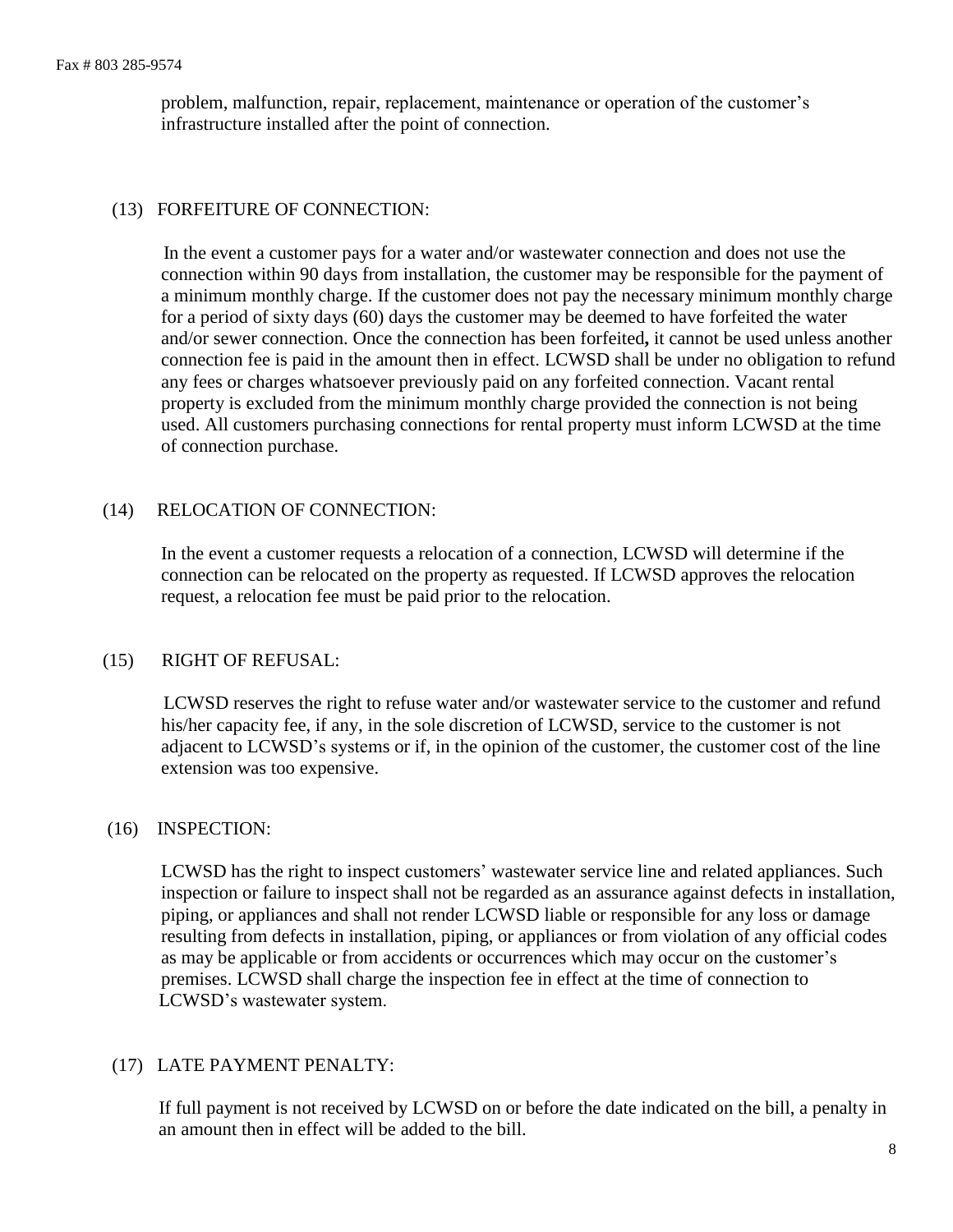problem, malfunction, repair, replacement, maintenance or operation of the customer's infrastructure installed after the point of connection.

(13) FORFEITURE OF CONNECTION:

In the event a customer pays for a water and/or wastewater connection and does not use the connection within 90 days from installation, the customer may be responsible for the payment of a minimum monthly charge. If the customer does not pay the necessary minimum monthly charge for a period of sixty days (60) days the customer may be deemed to have forfeited the water and/or sewer connection. Once the connection has been forfeited**,** it cannot be used unless another connection fee is paid in the amount then in effect. LCWSD shall be under no obligation to refund any fees or charges whatsoever previously paid on any forfeited connection. Vacant rental property is excluded from the minimum monthly charge provided the connection is not being used. All customers purchasing connections for rental property must inform LCWSD at the time of connection purchase.

(14) RELOCATION OF CONNECTION:

In the event a customer requests a relocation of a connection, LCWSD will determine if the connection can be relocated on the property as requested. If LCWSD approves the relocation request, a relocation fee must be paid prior to the relocation.

(15) RIGHT OF REFUSAL:

LCWSD reserves the right to refuse water and/or wastewater service to the customer and refund his/her capacity fee, if any, in the sole discretion of LCWSD, service to the customer is not adjacent to LCWSD's systems or if, in the opinion of the customer, the customer cost of the line extension was too expensive.

(16) INSPECTION:

LCWSD has the right to inspect customers' wastewater service line and related appliances. Such inspection or failure to inspect shall not be regarded as an assurance against defects in installation, piping, or appliances and shall not render LCWSD liable or responsible for any loss or damage resulting from defects in installation, piping, or appliances or from violation of any official codes as may be applicable or from accidents or occurrences which may occur on the customer's premises. LCWSD shall charge the inspection fee in effect at the time of connection to LCWSD's wastewater system.

(17) LATE PAYMENT PENALTY:

If full payment is not received by LCWSD on or before the date indicated on the bill, a penalty in an amount then in effect will be added to the bill.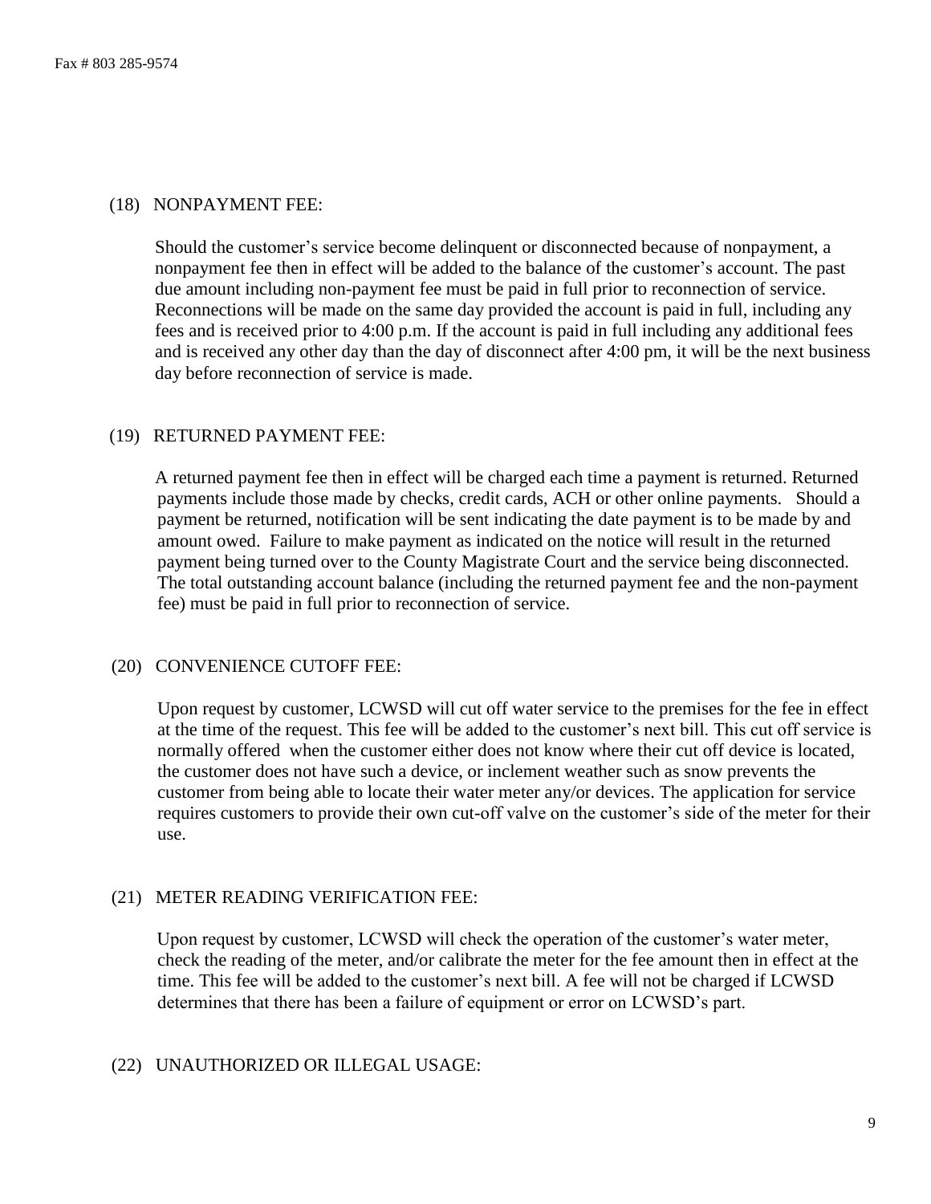Fax # 803 285-9574

(18) NONPAYMENT FEE:

Should the customer's service become delinquent or disconnected because of nonpayment, a nonpayment fee then in effect will be added to the balance of the customer's account. The past due amount including non-payment fee must be paid in full prior to reconnection of service. Reconnections will be made on the same day provided the account is paid in full, including any fees and is received prior to 4:00 p.m. If the account is paid in full including any additional fees and is received any other day than the day of disconnect after 4:00 pm, it will be the next business day before reconnection of service is made.

(19) RETURNED PAYMENT FEE:

A returned payment fee then in effect will be charged each time a payment is returned. Returned payments include those made by checks, credit cards, ACH or other online payments. Should a payment be returned, notification will be sent indicating the date payment is to be made by and amount owed. Failure to make payment as indicated on the notice will result in the returned payment being turned over to the County Magistrate Court and the service being disconnected. The total outstanding account balance (including the returned payment fee and the non-payment fee) must be paid in full prior to reconnection of service.

(20) CONVENIENCE CUTOFF FEE:

Upon request by customer, LCWSD will cut off water service to the premises for the fee in effect at the time of the request. This fee will be added to the customer's next bill. This cut off service is normally offered when the customer either does not know where their cut off device is located, the customer does not have such a device, or inclement weather such as snow prevents the customer from being able to locate their water meter any/or devices. The application for service requires customers to provide their own cut-off valve on the customer's side of the meter for their use.

(21) METER READING VERIFICATION FEE:

Upon request by customer, LCWSD will check the operation of the customer's water meter, check the reading of the meter, and/or calibrate the meter for the fee amount then in effect at the time. This fee will be added to the customer's next bill. A fee will not be charged if LCWSD determines that there has been a failure of equipment or error on LCWSD's part.

(22) UNAUTHORIZED OR ILLEGAL USAGE: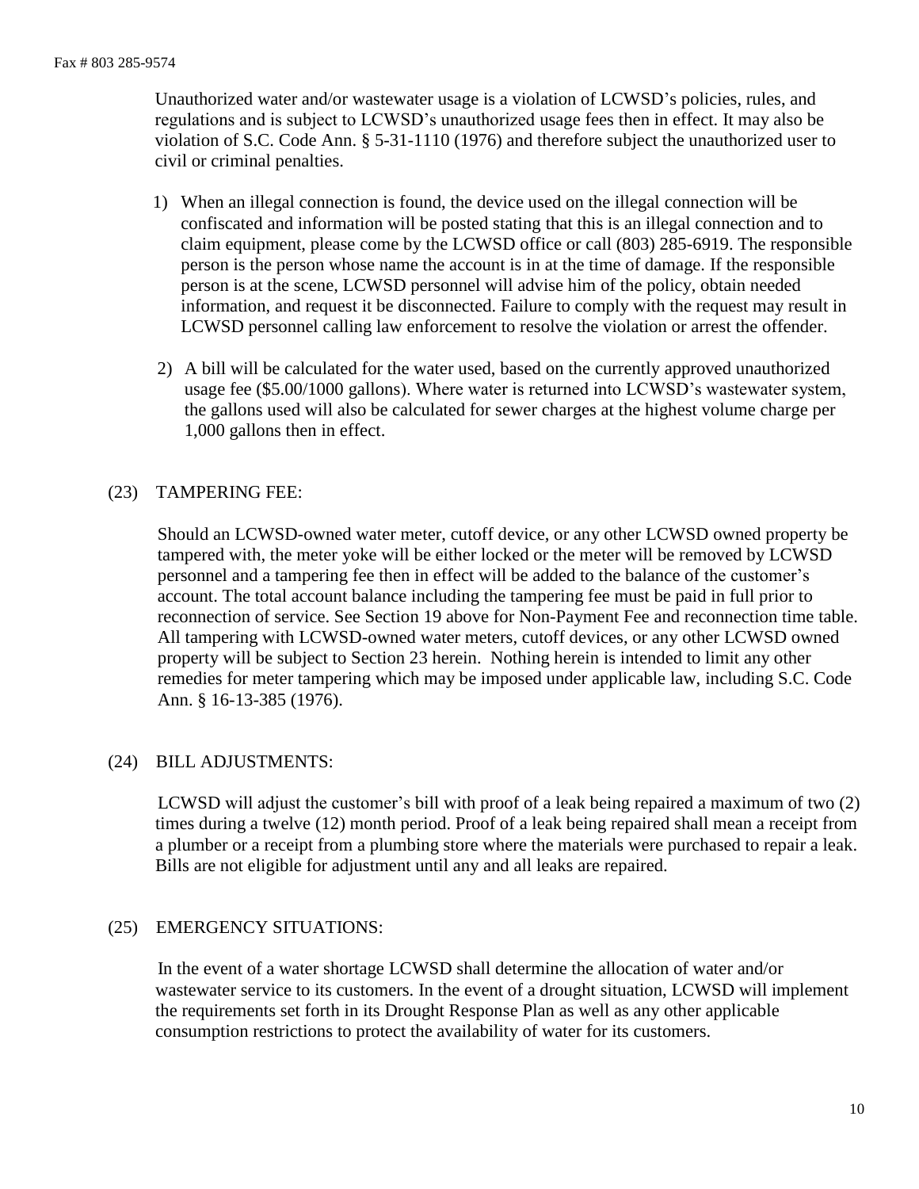Fax # 803 285-9574

Unauthorized water and/or wastewater usage is a violation of LCWSD's policies, rules, and regulations and is subject to LCWSD's unauthorized usage fees then in effect. It may also be violation of S.C. Code Ann. § 5-31-1110 (1976) and therefore subject the unauthorized user to civil or criminal penalties.

1) When an illegal connection is found, the device used on the illegal connection will be confiscated and information will be posted stating that this is an illegal connection and to claim equipment, please come by the LCWSD office or call (803) 285-6919. The responsible person is the person whose name the account is in at the time of damage. If the responsible person is at the scene, LCWSD personnel will advise him of the policy, obtain needed information, and request it be disconnected. Failure to comply with the request may result in LCWSD personnel calling law enforcement to resolve the violation or arrest the offender.

2) A bill will be calculated for the water used, based on the currently approved unauthorized usage fee ($5.00/1000 gallons). Where water is returned into LCWSD's wastewater system, the gallons used will also be calculated for sewer charges at the highest volume charge per 1,000 gallons then in effect.

(23) TAMPERING FEE:

Should an LCWSD-owned water meter, cutoff device, or any other LCWSD owned property be tampered with, the meter yoke will be either locked or the meter will be removed by LCWSD personnel and a tampering fee then in effect will be added to the balance of the customer's account. The total account balance including the tampering fee must be paid in full prior to reconnection of service. See Section 19 above for Non-Payment Fee and reconnection time table. All tampering with LCWSD-owned water meters, cutoff devices, or any other LCWSD owned property will be subject to Section 23 herein. Nothing herein is intended to limit any other remedies for meter tampering which may be imposed under applicable law, including S.C. Code Ann. § 16-13-385 (1976).

(24) BILL ADJUSTMENTS:

LCWSD will adjust the customer's bill with proof of a leak being repaired a maximum of two (2) times during a twelve (12) month period. Proof of a leak being repaired shall mean a receipt from a plumber or a receipt from a plumbing store where the materials were purchased to repair a leak. Bills are not eligible for adjustment until any and all leaks are repaired.

(25) EMERGENCY SITUATIONS:

In the event of a water shortage LCWSD shall determine the allocation of water and/or wastewater service to its customers. In the event of a drought situation, LCWSD will implement the requirements set forth in its Drought Response Plan as well as any other applicable consumption restrictions to protect the availability of water for its customers.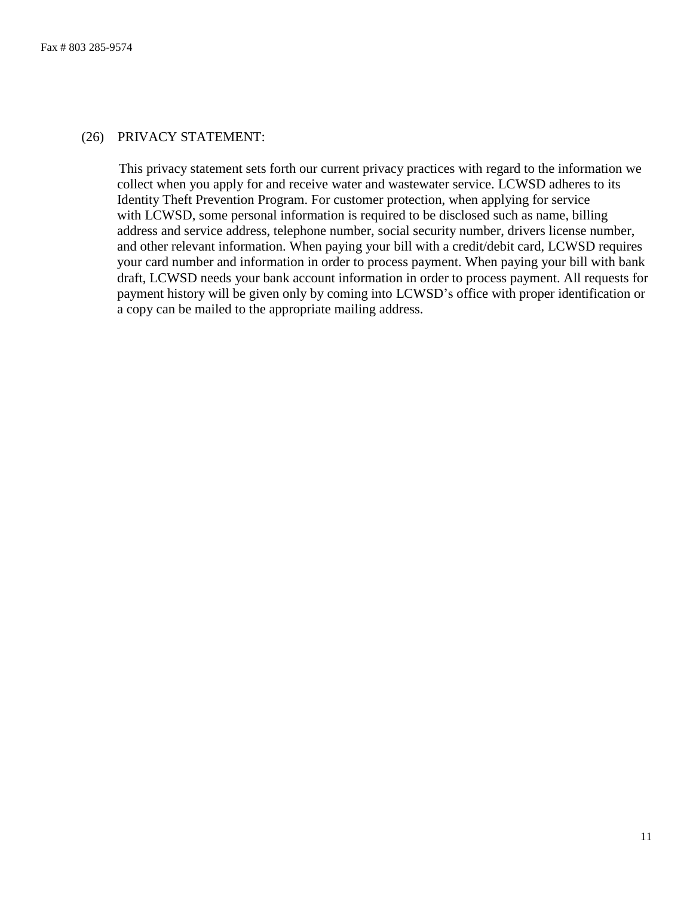Fax # 803 285-9574

(26) PRIVACY STATEMENT:

This privacy statement sets forth our current privacy practices with regard to the information we collect when you apply for and receive water and wastewater service. LCWSD adheres to its Identity Theft Prevention Program. For customer protection, when applying for service with LCWSD, some personal information is required to be disclosed such as name, billing address and service address, telephone number, social security number, drivers license number, and other relevant information. When paying your bill with a credit/debit card, LCWSD requires your card number and information in order to process payment. When paying your bill with bank draft, LCWSD needs your bank account information in order to process payment. All requests for payment history will be given only by coming into LCWSD's office with proper identification or a copy can be mailed to the appropriate mailing address.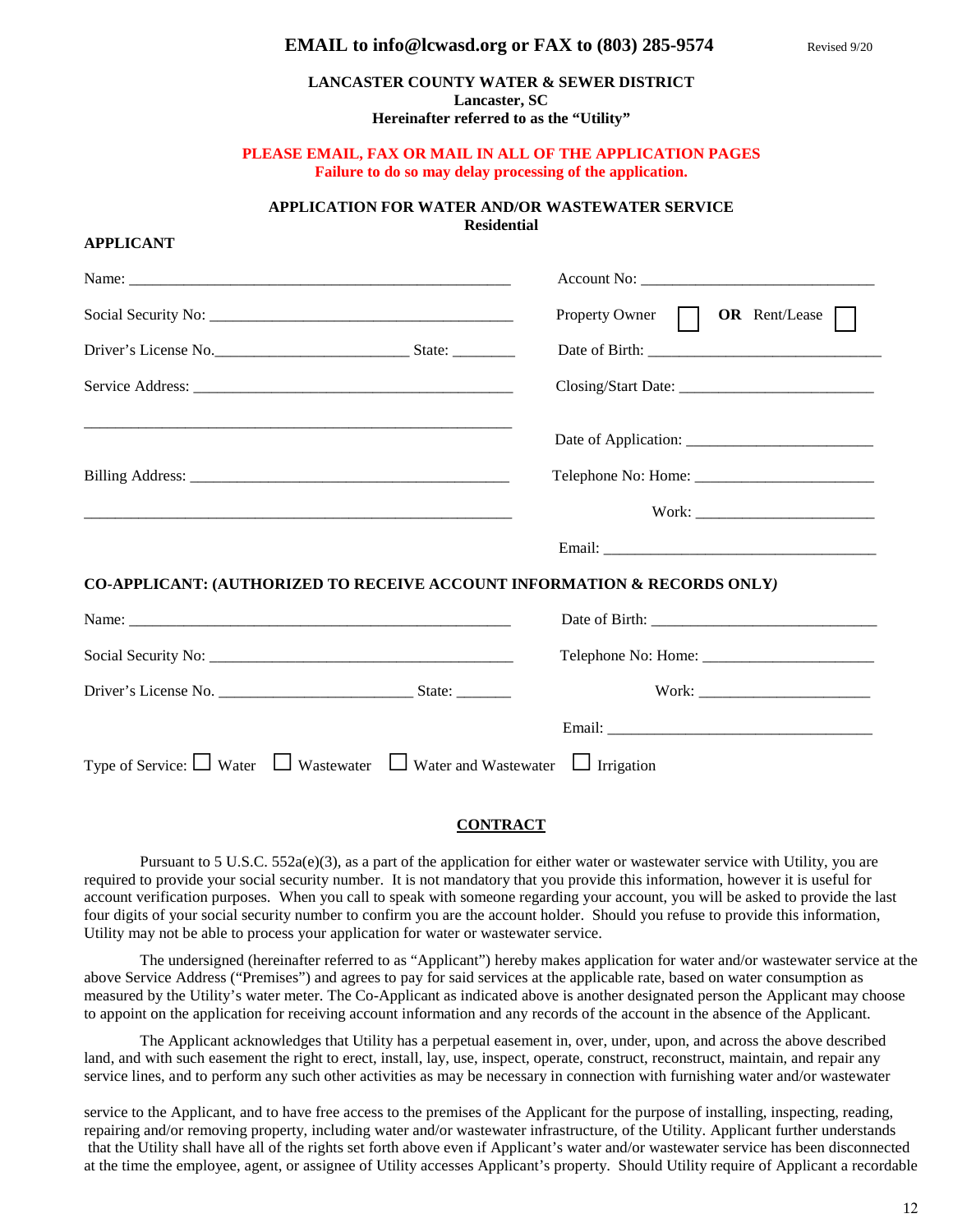**EMAIL to info@lcwasd.org or FAX to (803) 285-9574**

Revised 9/20

**LANCASTER COUNTY WATER & SEWER DISTRICT**
**Lancaster, SC**
**Hereinafter referred to as the "Utility"**

**PLEASE EMAIL, FAX OR MAIL IN ALL OF THE APPLICATION PAGES**
**Failure to do so may delay processing of the application.**

**APPLICATION FOR WATER AND/OR WASTEWATER SERVICE**
**Residential**

**APPLICANT**

Name: _______________________________________________

Account No: ______________________________

Social Security No: _______________________________________

Property Owner ☐ **OR** Rent/Lease ☐

Driver's License No.________________________ State: ________

Date of Birth: ______________________________

Service Address: __________________________________________

_______________________________________________________

Closing/Start Date: ________________________

Date of Application: ________________________

Billing Address: __________________________________________

_______________________________________________________

Telephone No: Home: ______________________

Work: ______________________

Email: __________________________________

**CO-APPLICANT: (AUTHORIZED TO RECEIVE ACCOUNT INFORMATION & RECORDS ONLY*)***

Name: _______________________________________________

Date of Birth: ______________________________

Social Security No: _______________________________________

Telephone No: Home: ______________________

Driver's License No. ________________________ State: _______

Work: ______________________

Email: __________________________________

Type of Service: ☐ Water ☐ Wastewater ☐ Water and Wastewater ☐ Irrigation

**CONTRACT**

Pursuant to 5 U.S.C. 552a(e)(3), as a part of the application for either water or wastewater service with Utility, you are required to provide your social security number. It is not mandatory that you provide this information, however it is useful for account verification purposes. When you call to speak with someone regarding your account, you will be asked to provide the last four digits of your social security number to confirm you are the account holder. Should you refuse to provide this information, Utility may not be able to process your application for water or wastewater service.

The undersigned (hereinafter referred to as "Applicant") hereby makes application for water and/or wastewater service at the above Service Address ("Premises") and agrees to pay for said services at the applicable rate, based on water consumption as measured by the Utility's water meter. The Co-Applicant as indicated above is another designated person the Applicant may choose to appoint on the application for receiving account information and any records of the account in the absence of the Applicant.

The Applicant acknowledges that Utility has a perpetual easement in, over, under, upon, and across the above described land, and with such easement the right to erect, install, lay, use, inspect, operate, construct, reconstruct, maintain, and repair any service lines, and to perform any such other activities as may be necessary in connection with furnishing water and/or wastewater service to the Applicant, and to have free access to the premises of the Applicant for the purpose of installing, inspecting, reading, repairing and/or removing property, including water and/or wastewater infrastructure, of the Utility. Applicant further understands that the Utility shall have all of the rights set forth above even if Applicant's water and/or wastewater service has been disconnected at the time the employee, agent, or assignee of Utility accesses Applicant's property. Should Utility require of Applicant a recordable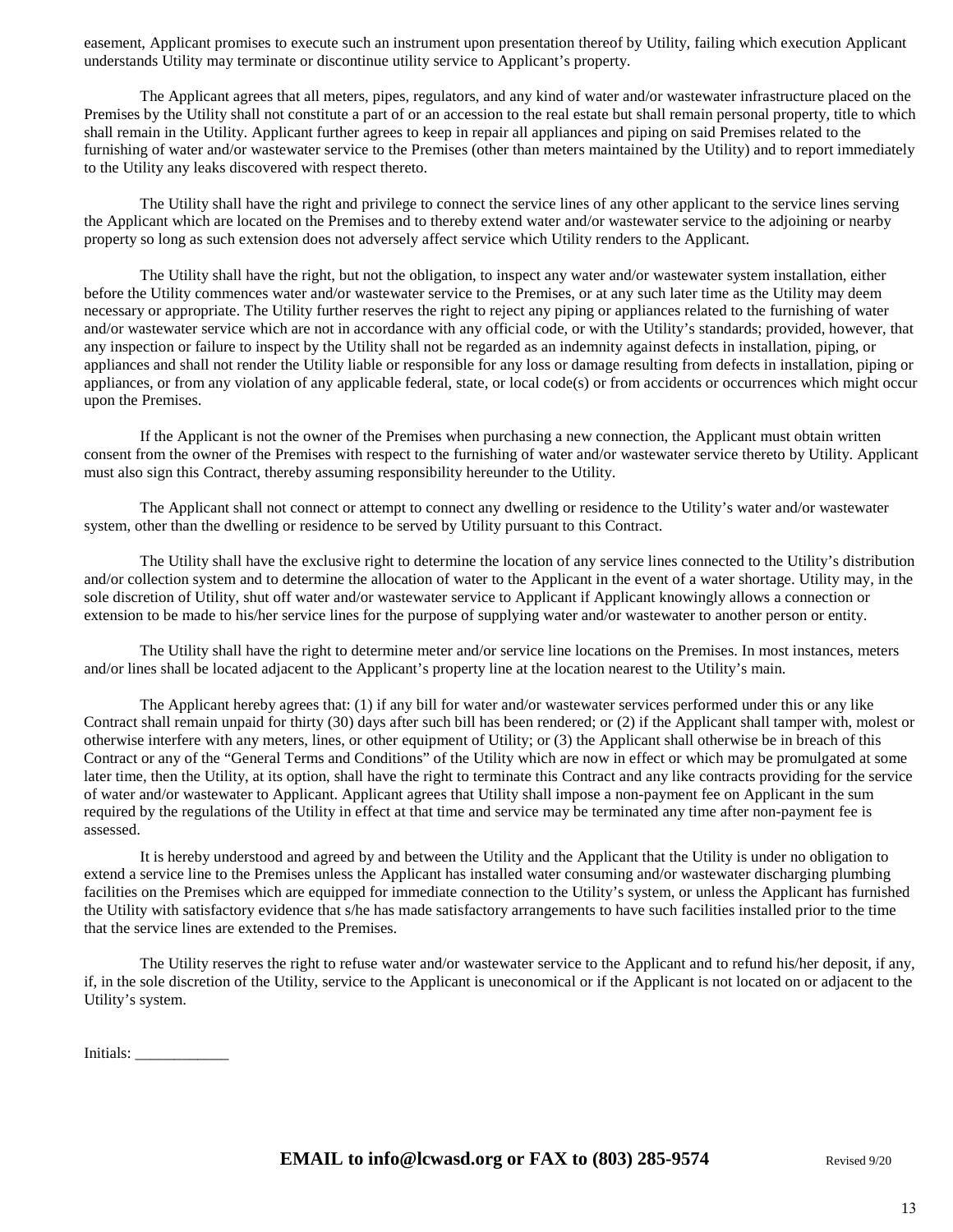easement, Applicant promises to execute such an instrument upon presentation thereof by Utility, failing which execution Applicant understands Utility may terminate or discontinue utility service to Applicant's property.

The Applicant agrees that all meters, pipes, regulators, and any kind of water and/or wastewater infrastructure placed on the Premises by the Utility shall not constitute a part of or an accession to the real estate but shall remain personal property, title to which shall remain in the Utility. Applicant further agrees to keep in repair all appliances and piping on said Premises related to the furnishing of water and/or wastewater service to the Premises (other than meters maintained by the Utility) and to report immediately to the Utility any leaks discovered with respect thereto.

The Utility shall have the right and privilege to connect the service lines of any other applicant to the service lines serving the Applicant which are located on the Premises and to thereby extend water and/or wastewater service to the adjoining or nearby property so long as such extension does not adversely affect service which Utility renders to the Applicant.

The Utility shall have the right, but not the obligation, to inspect any water and/or wastewater system installation, either before the Utility commences water and/or wastewater service to the Premises, or at any such later time as the Utility may deem necessary or appropriate. The Utility further reserves the right to reject any piping or appliances related to the furnishing of water and/or wastewater service which are not in accordance with any official code, or with the Utility's standards; provided, however, that any inspection or failure to inspect by the Utility shall not be regarded as an indemnity against defects in installation, piping, or appliances and shall not render the Utility liable or responsible for any loss or damage resulting from defects in installation, piping or appliances, or from any violation of any applicable federal, state, or local code(s) or from accidents or occurrences which might occur upon the Premises.

If the Applicant is not the owner of the Premises when purchasing a new connection, the Applicant must obtain written consent from the owner of the Premises with respect to the furnishing of water and/or wastewater service thereto by Utility. Applicant must also sign this Contract, thereby assuming responsibility hereunder to the Utility.

The Applicant shall not connect or attempt to connect any dwelling or residence to the Utility's water and/or wastewater system, other than the dwelling or residence to be served by Utility pursuant to this Contract.

The Utility shall have the exclusive right to determine the location of any service lines connected to the Utility's distribution and/or collection system and to determine the allocation of water to the Applicant in the event of a water shortage. Utility may, in the sole discretion of Utility, shut off water and/or wastewater service to Applicant if Applicant knowingly allows a connection or extension to be made to his/her service lines for the purpose of supplying water and/or wastewater to another person or entity.

The Utility shall have the right to determine meter and/or service line locations on the Premises. In most instances, meters and/or lines shall be located adjacent to the Applicant's property line at the location nearest to the Utility's main.

The Applicant hereby agrees that: (1) if any bill for water and/or wastewater services performed under this or any like Contract shall remain unpaid for thirty (30) days after such bill has been rendered; or (2) if the Applicant shall tamper with, molest or otherwise interfere with any meters, lines, or other equipment of Utility; or (3) the Applicant shall otherwise be in breach of this Contract or any of the "General Terms and Conditions" of the Utility which are now in effect or which may be promulgated at some later time, then the Utility, at its option, shall have the right to terminate this Contract and any like contracts providing for the service of water and/or wastewater to Applicant. Applicant agrees that Utility shall impose a non-payment fee on Applicant in the sum required by the regulations of the Utility in effect at that time and service may be terminated any time after non-payment fee is assessed.

It is hereby understood and agreed by and between the Utility and the Applicant that the Utility is under no obligation to extend a service line to the Premises unless the Applicant has installed water consuming and/or wastewater discharging plumbing facilities on the Premises which are equipped for immediate connection to the Utility's system, or unless the Applicant has furnished the Utility with satisfactory evidence that s/he has made satisfactory arrangements to have such facilities installed prior to the time that the service lines are extended to the Premises.

The Utility reserves the right to refuse water and/or wastewater service to the Applicant and to refund his/her deposit, if any, if, in the sole discretion of the Utility, service to the Applicant is uneconomical or if the Applicant is not located on or adjacent to the Utility's system.

Initials: ____________

**EMAIL to info@lcwasd.org or FAX to (803) 285-9574** Revised 9/20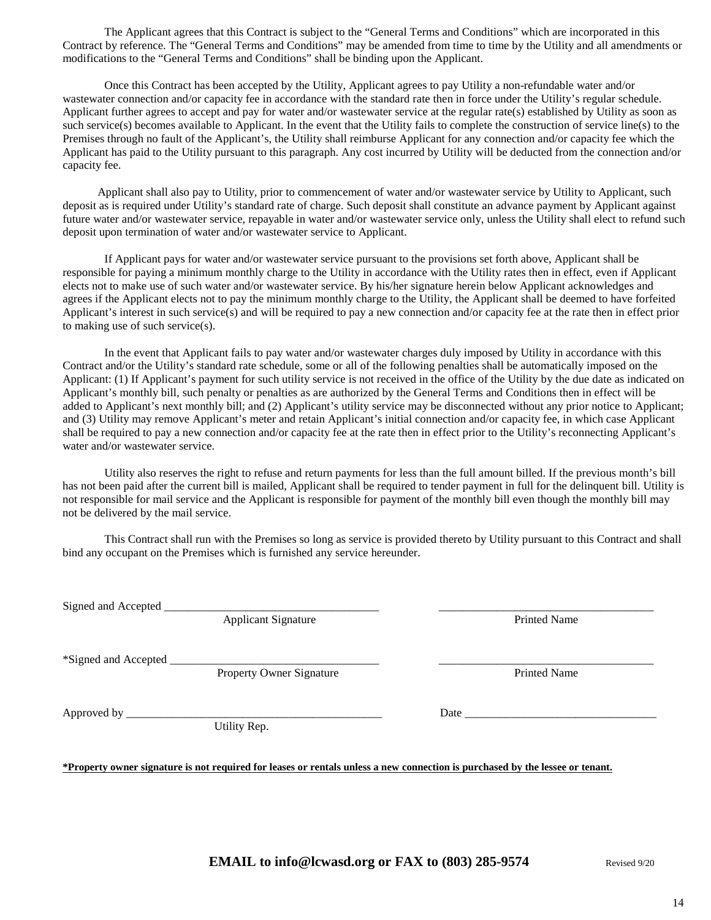The Applicant agrees that this Contract is subject to the "General Terms and Conditions" which are incorporated in this Contract by reference. The "General Terms and Conditions" may be amended from time to time by the Utility and all amendments or modifications to the "General Terms and Conditions" shall be binding upon the Applicant.

Once this Contract has been accepted by the Utility, Applicant agrees to pay Utility a non-refundable water and/or wastewater connection and/or capacity fee in accordance with the standard rate then in force under the Utility's regular schedule. Applicant further agrees to accept and pay for water and/or wastewater service at the regular rate(s) established by Utility as soon as such service(s) becomes available to Applicant. In the event that the Utility fails to complete the construction of service line(s) to the Premises through no fault of the Applicant's, the Utility shall reimburse Applicant for any connection and/or capacity fee which the Applicant has paid to the Utility pursuant to this paragraph. Any cost incurred by Utility will be deducted from the connection and/or capacity fee.

Applicant shall also pay to Utility, prior to commencement of water and/or wastewater service by Utility to Applicant, such deposit as is required under Utility's standard rate of charge. Such deposit shall constitute an advance payment by Applicant against future water and/or wastewater service, repayable in water and/or wastewater service only, unless the Utility shall elect to refund such deposit upon termination of water and/or wastewater service to Applicant.

If Applicant pays for water and/or wastewater service pursuant to the provisions set forth above, Applicant shall be responsible for paying a minimum monthly charge to the Utility in accordance with the Utility rates then in effect, even if Applicant elects not to make use of such water and/or wastewater service. By his/her signature herein below Applicant acknowledges and agrees if the Applicant elects not to pay the minimum monthly charge to the Utility, the Applicant shall be deemed to have forfeited Applicant's interest in such service(s) and will be required to pay a new connection and/or capacity fee at the rate then in effect prior to making use of such service(s).

In the event that Applicant fails to pay water and/or wastewater charges duly imposed by Utility in accordance with this Contract and/or the Utility's standard rate schedule, some or all of the following penalties shall be automatically imposed on the Applicant: (1) If Applicant's payment for such utility service is not received in the office of the Utility by the due date as indicated on Applicant's monthly bill, such penalty or penalties as are authorized by the General Terms and Conditions then in effect will be added to Applicant's next monthly bill; and (2) Applicant's utility service may be disconnected without any prior notice to Applicant; and (3) Utility may remove Applicant's meter and retain Applicant's initial connection and/or capacity fee, in which case Applicant shall be required to pay a new connection and/or capacity fee at the rate then in effect prior to the Utility's reconnecting Applicant's water and/or wastewater service.

Utility also reserves the right to refuse and return payments for less than the full amount billed. If the previous month's bill has not been paid after the current bill is mailed, Applicant shall be required to tender payment in full for the delinquent bill. Utility is not responsible for mail service and the Applicant is responsible for payment of the monthly bill even though the monthly bill may not be delivered by the mail service.

This Contract shall run with the Premises so long as service is provided thereto by Utility pursuant to this Contract and shall bind any occupant on the Premises which is furnished any service hereunder.

Signed and Accepted ____________________________________ ____________________________________
Applicant Signature Printed Name

*Signed and Accepted ____________________________________ ____________________________________
Property Owner Signature Printed Name

Approved by ____________________________________ Date ____________________________________
Utility Rep.

**\*Property owner signature is not required for leases or rentals unless a new connection is purchased by the lessee or tenant.**

**EMAIL to info@lcwasd.org or FAX to (803) 285-9574** Revised 9/20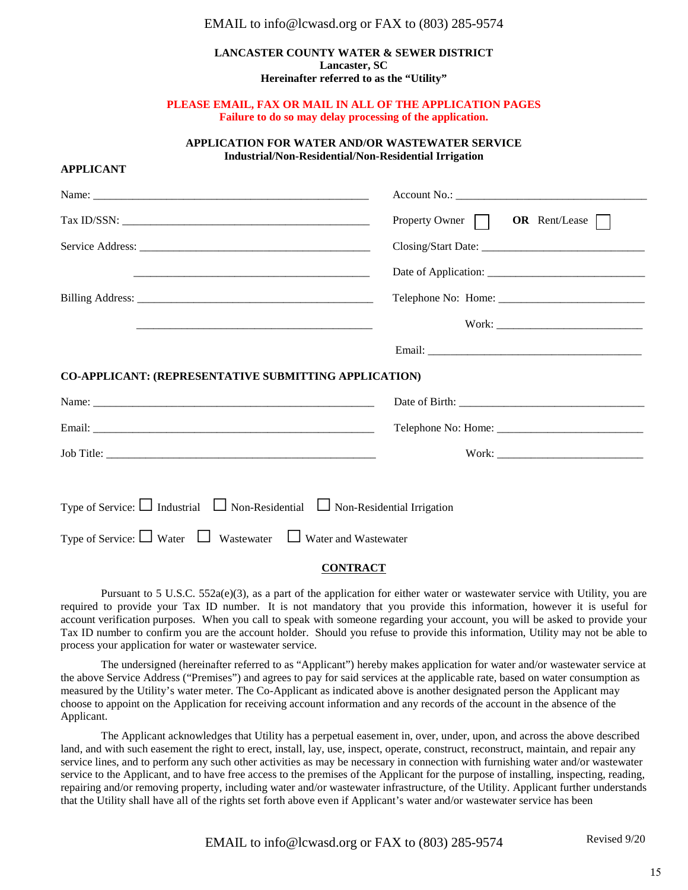EMAIL to info@lcwasd.org or FAX to (803) 285-9574

**LANCASTER COUNTY WATER & SEWER DISTRICT**
**Lancaster, SC**
**Hereinafter referred to as the "Utility"**

**PLEASE EMAIL, FAX OR MAIL IN ALL OF THE APPLICATION PAGES**
**Failure to do so may delay processing of the application.**

**APPLICATION FOR WATER AND/OR WASTEWATER SERVICE**
**Industrial/Non-Residential/Non-Residential Irrigation**

**APPLICANT**

Name: ______________________________________________ Account No.: ________________________________

Tax ID/SSN: __________________________________________ Property Owner ☐ **OR** Rent/Lease ☐

Service Address: _______________________________________ Closing/Start Date: ___________________________

_______________________________________ Date of Application: __________________________

Billing Address: ________________________________________ Telephone No: Home: ________________________

_______________________________________ Work: ________________________

Email: ____________________________________

**CO-APPLICANT: (REPRESENTATIVE SUBMITTING APPLICATION)**

Name: ______________________________________________ Date of Birth: ______________________________

Email: ______________________________________________ Telephone No: Home: ________________________

Job Title: ____________________________________________ Work: ________________________

Type of Service: ☐ Industrial ☐ Non-Residential ☐ Non-Residential Irrigation

Type of Service: ☐ Water ☐ Wastewater ☐ Water and Wastewater

**CONTRACT**

Pursuant to 5 U.S.C. 552a(e)(3), as a part of the application for either water or wastewater service with Utility, you are required to provide your Tax ID number. It is not mandatory that you provide this information, however it is useful for account verification purposes. When you call to speak with someone regarding your account, you will be asked to provide your Tax ID number to confirm you are the account holder. Should you refuse to provide this information, Utility may not be able to process your application for water or wastewater service.

The undersigned (hereinafter referred to as "Applicant") hereby makes application for water and/or wastewater service at the above Service Address ("Premises") and agrees to pay for said services at the applicable rate, based on water consumption as measured by the Utility's water meter. The Co-Applicant as indicated above is another designated person the Applicant may choose to appoint on the Application for receiving account information and any records of the account in the absence of the Applicant.

The Applicant acknowledges that Utility has a perpetual easement in, over, under, upon, and across the above described land, and with such easement the right to erect, install, lay, use, inspect, operate, construct, reconstruct, maintain, and repair any service lines, and to perform any such other activities as may be necessary in connection with furnishing water and/or wastewater service to the Applicant, and to have free access to the premises of the Applicant for the purpose of installing, inspecting, reading, repairing and/or removing property, including water and/or wastewater infrastructure, of the Utility. Applicant further understands that the Utility shall have all of the rights set forth above even if Applicant's water and/or wastewater service has been

EMAIL to info@lcwasd.org or FAX to (803) 285-9574

Revised 9/20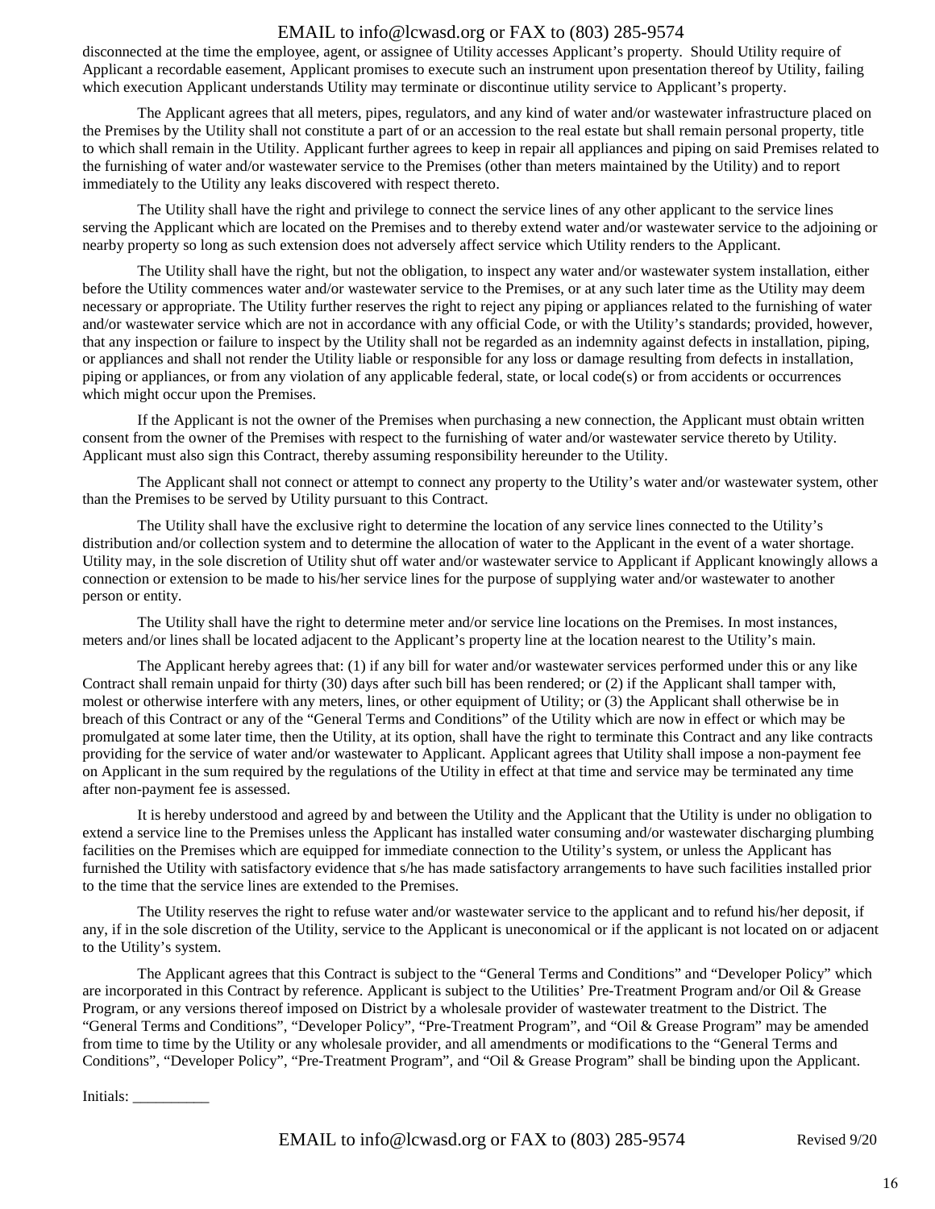disconnected at the time the employee, agent, or assignee of Utility accesses Applicant's property. Should Utility require of Applicant a recordable easement, Applicant promises to execute such an instrument upon presentation thereof by Utility, failing which execution Applicant understands Utility may terminate or discontinue utility service to Applicant's property.

The Applicant agrees that all meters, pipes, regulators, and any kind of water and/or wastewater infrastructure placed on the Premises by the Utility shall not constitute a part of or an accession to the real estate but shall remain personal property, title to which shall remain in the Utility. Applicant further agrees to keep in repair all appliances and piping on said Premises related to the furnishing of water and/or wastewater service to the Premises (other than meters maintained by the Utility) and to report immediately to the Utility any leaks discovered with respect thereto.

The Utility shall have the right and privilege to connect the service lines of any other applicant to the service lines serving the Applicant which are located on the Premises and to thereby extend water and/or wastewater service to the adjoining or nearby property so long as such extension does not adversely affect service which Utility renders to the Applicant.

The Utility shall have the right, but not the obligation, to inspect any water and/or wastewater system installation, either before the Utility commences water and/or wastewater service to the Premises, or at any such later time as the Utility may deem necessary or appropriate. The Utility further reserves the right to reject any piping or appliances related to the furnishing of water and/or wastewater service which are not in accordance with any official Code, or with the Utility's standards; provided, however, that any inspection or failure to inspect by the Utility shall not be regarded as an indemnity against defects in installation, piping, or appliances and shall not render the Utility liable or responsible for any loss or damage resulting from defects in installation, piping or appliances, or from any violation of any applicable federal, state, or local code(s) or from accidents or occurrences which might occur upon the Premises.

If the Applicant is not the owner of the Premises when purchasing a new connection, the Applicant must obtain written consent from the owner of the Premises with respect to the furnishing of water and/or wastewater service thereto by Utility. Applicant must also sign this Contract, thereby assuming responsibility hereunder to the Utility.

The Applicant shall not connect or attempt to connect any property to the Utility's water and/or wastewater system, other than the Premises to be served by Utility pursuant to this Contract.

The Utility shall have the exclusive right to determine the location of any service lines connected to the Utility's distribution and/or collection system and to determine the allocation of water to the Applicant in the event of a water shortage. Utility may, in the sole discretion of Utility shut off water and/or wastewater service to Applicant if Applicant knowingly allows a connection or extension to be made to his/her service lines for the purpose of supplying water and/or wastewater to another person or entity.

The Utility shall have the right to determine meter and/or service line locations on the Premises. In most instances, meters and/or lines shall be located adjacent to the Applicant's property line at the location nearest to the Utility's main.

The Applicant hereby agrees that: (1) if any bill for water and/or wastewater services performed under this or any like Contract shall remain unpaid for thirty (30) days after such bill has been rendered; or (2) if the Applicant shall tamper with, molest or otherwise interfere with any meters, lines, or other equipment of Utility; or (3) the Applicant shall otherwise be in breach of this Contract or any of the "General Terms and Conditions" of the Utility which are now in effect or which may be promulgated at some later time, then the Utility, at its option, shall have the right to terminate this Contract and any like contracts providing for the service of water and/or wastewater to Applicant. Applicant agrees that Utility shall impose a non-payment fee on Applicant in the sum required by the regulations of the Utility in effect at that time and service may be terminated any time after non-payment fee is assessed.

It is hereby understood and agreed by and between the Utility and the Applicant that the Utility is under no obligation to extend a service line to the Premises unless the Applicant has installed water consuming and/or wastewater discharging plumbing facilities on the Premises which are equipped for immediate connection to the Utility's system, or unless the Applicant has furnished the Utility with satisfactory evidence that s/he has made satisfactory arrangements to have such facilities installed prior to the time that the service lines are extended to the Premises.

The Utility reserves the right to refuse water and/or wastewater service to the applicant and to refund his/her deposit, if any, if in the sole discretion of the Utility, service to the Applicant is uneconomical or if the applicant is not located on or adjacent to the Utility's system.

The Applicant agrees that this Contract is subject to the "General Terms and Conditions" and "Developer Policy" which are incorporated in this Contract by reference. Applicant is subject to the Utilities' Pre-Treatment Program and/or Oil & Grease Program, or any versions thereof imposed on District by a wholesale provider of wastewater treatment to the District. The "General Terms and Conditions", "Developer Policy", "Pre-Treatment Program", and "Oil & Grease Program" may be amended from time to time by the Utility or any wholesale provider, and all amendments or modifications to the "General Terms and Conditions", "Developer Policy", "Pre-Treatment Program", and "Oil & Grease Program" shall be binding upon the Applicant.

Initials: __________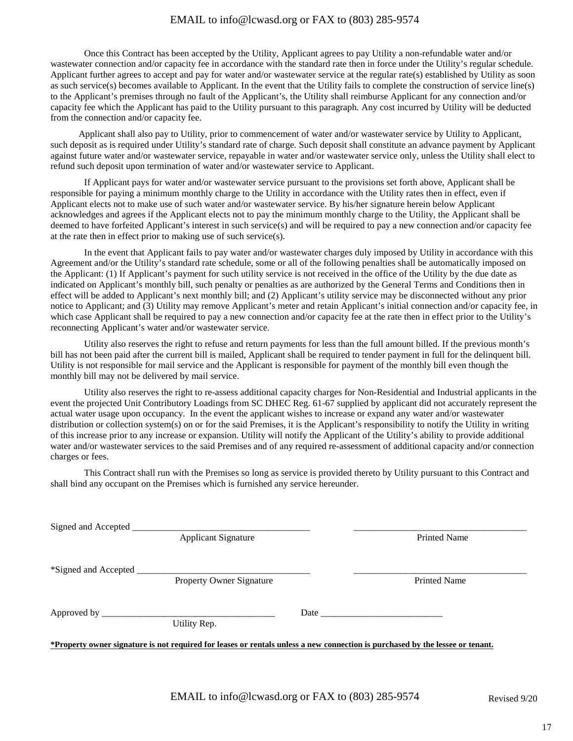Once this Contract has been accepted by the Utility, Applicant agrees to pay Utility a non-refundable water and/or wastewater connection and/or capacity fee in accordance with the standard rate then in force under the Utility's regular schedule. Applicant further agrees to accept and pay for water and/or wastewater service at the regular rate(s) established by Utility as soon as such service(s) becomes available to Applicant. In the event that the Utility fails to complete the construction of service line(s) to the Applicant's premises through no fault of the Applicant's, the Utility shall reimburse Applicant for any connection and/or capacity fee which the Applicant has paid to the Utility pursuant to this paragraph. Any cost incurred by Utility will be deducted from the connection and/or capacity fee.

Applicant shall also pay to Utility, prior to commencement of water and/or wastewater service by Utility to Applicant, such deposit as is required under Utility's standard rate of charge. Such deposit shall constitute an advance payment by Applicant against future water and/or wastewater service, repayable in water and/or wastewater service only, unless the Utility shall elect to refund such deposit upon termination of water and/or wastewater service to Applicant.

If Applicant pays for water and/or wastewater service pursuant to the provisions set forth above, Applicant shall be responsible for paying a minimum monthly charge to the Utility in accordance with the Utility rates then in effect, even if Applicant elects not to make use of such water and/or wastewater service. By his/her signature herein below Applicant acknowledges and agrees if the Applicant elects not to pay the minimum monthly charge to the Utility, the Applicant shall be deemed to have forfeited Applicant's interest in such service(s) and will be required to pay a new connection and/or capacity fee at the rate then in effect prior to making use of such service(s).

In the event that Applicant fails to pay water and/or wastewater charges duly imposed by Utility in accordance with this Agreement and/or the Utility's standard rate schedule, some or all of the following penalties shall be automatically imposed on the Applicant: (1) If Applicant's payment for such utility service is not received in the office of the Utility by the due date as indicated on Applicant's monthly bill, such penalty or penalties as are authorized by the General Terms and Conditions then in effect will be added to Applicant's next monthly bill; and (2) Applicant's utility service may be disconnected without any prior notice to Applicant; and (3) Utility may remove Applicant's meter and retain Applicant's initial connection and/or capacity fee, in which case Applicant shall be required to pay a new connection and/or capacity fee at the rate then in effect prior to the Utility's reconnecting Applicant's water and/or wastewater service.

Utility also reserves the right to refuse and return payments for less than the full amount billed. If the previous month's bill has not been paid after the current bill is mailed, Applicant shall be required to tender payment in full for the delinquent bill. Utility is not responsible for mail service and the Applicant is responsible for payment of the monthly bill even though the monthly bill may not be delivered by mail service.

Utility also reserves the right to re-assess additional capacity charges for Non-Residential and Industrial applicants in the event the projected Unit Contributory Loadings from SC DHEC Reg. 61-67 supplied by applicant did not accurately represent the actual water usage upon occupancy. In the event the applicant wishes to increase or expand any water and/or wastewater distribution or collection system(s) on or for the said Premises, it is the Applicant's responsibility to notify the Utility in writing of this increase prior to any increase or expansion. Utility will notify the Applicant of the Utility's ability to provide additional water and/or wastewater services to the said Premises and of any required re-assessment of additional capacity and/or connection charges or fees.

This Contract shall run with the Premises so long as service is provided thereto by Utility pursuant to this Contract and shall bind any occupant on the Premises which is furnished any service hereunder.

Signed and Accepted ______________________________________ ______________________________________
Applicant Signature Printed Name

*Signed and Accepted ______________________________________ ______________________________________
Property Owner Signature Printed Name

Approved by ______________________________________ Date __________________________
Utility Rep.

**_*Property owner signature is not required for leases or rentals unless a new connection is purchased by the lessee or tenant._**

EMAIL to info@lcwasd.org or FAX to (803) 285-9574

Revised 9/20